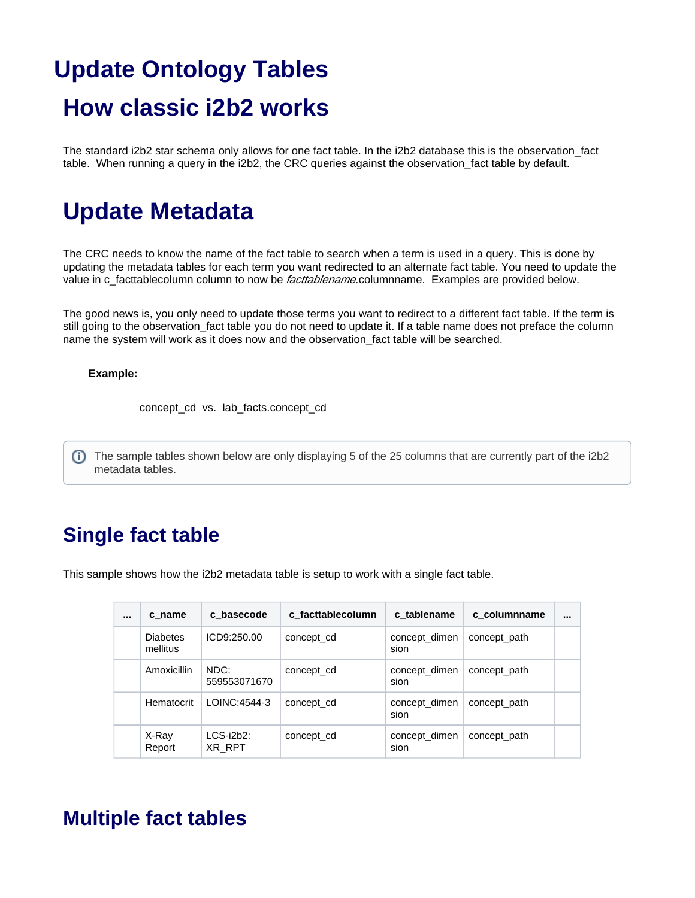# Update Ontology Tables

## How classic i2b2 works

The standard i2b2 star schema only allows for one fact table. In the i2b2 database this is the observation_fact table.  When running a query in the i2b2, the CRC queries against the observation_fact table by default.

## Update Metadata

The CRC needs to know the name of the fact table to search when a term is used in a query. This is done by updating the metadata tables for each term you want redirected to an alternate fact table. You need to update the value in c_facttablecolumn column to now be *facttablename*.columnname.  Examples are provided below.

The good news is, you only need to update those terms you want to redirect to a different fact table. If the term is still going to the observation_fact table you do not need to update it. If a table name does not preface the column name the system will work as it does now and the observation_fact table will be searched.

**Example:**

concept_cd  vs.  lab_facts.concept_cd

> ⓘ The sample tables shown below are only displaying 5 of the 25 columns that are currently part of the i2b2 metadata tables.

### Single fact table

This sample shows how the i2b2 metadata table is setup to work with a single fact table.

| ... | c_name | c_basecode | c_facttablecolumn | c_tablename | c_columnname | ... |
|---|---|---|---|---|---|---|
| | Diabetes mellitus | ICD9:250.00 | concept_cd | concept_dimension | concept_path | |
| | Amoxicillin | NDC: 559553071670 | concept_cd | concept_dimension | concept_path | |
| | Hematocrit | LOINC:4544-3 | concept_cd | concept_dimension | concept_path | |
| | X-Ray Report | LCS-i2b2: XR_RPT | concept_cd | concept_dimension | concept_path | |

### Multiple fact tables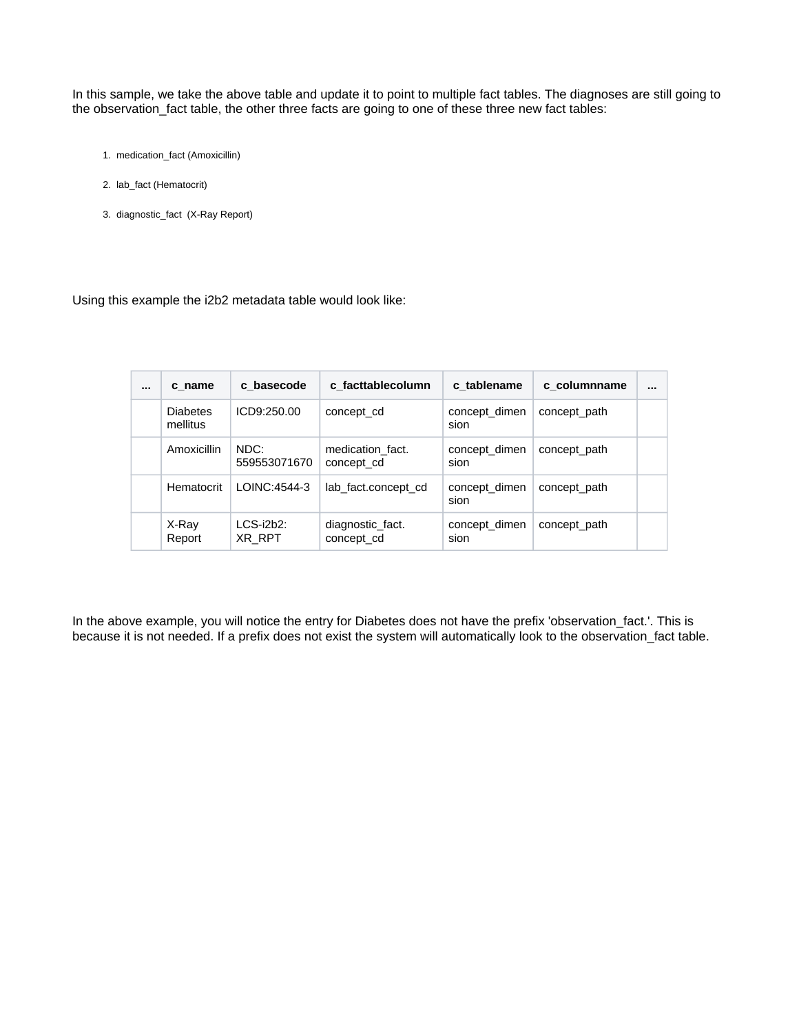In this sample, we take the above table and update it to point to multiple fact tables. The diagnoses are still going to the observation_fact table, the other three facts are going to one of these three new fact tables:

1. medication_fact (Amoxicillin)
2. lab_fact (Hematocrit)
3. diagnostic_fact  (X-Ray Report)

Using this example the i2b2 metadata table would look like:

| ... | c_name | c_basecode | c_facttablecolumn | c_tablename | c_columnname | ... |
|---|---|---|---|---|---|---|
| | Diabetes mellitus | ICD9:250.00 | concept_cd | concept_dimension | concept_path | |
| | Amoxicillin | NDC: 559553071670 | medication_fact. concept_cd | concept_dimension | concept_path | |
| | Hematocrit | LOINC:4544-3 | lab_fact.concept_cd | concept_dimension | concept_path | |
| | X-Ray Report | LCS-i2b2: XR_RPT | diagnostic_fact. concept_cd | concept_dimension | concept_path | |

In the above example, you will notice the entry for Diabetes does not have the prefix 'observation_fact.'. This is because it is not needed. If a prefix does not exist the system will automatically look to the observation_fact table.